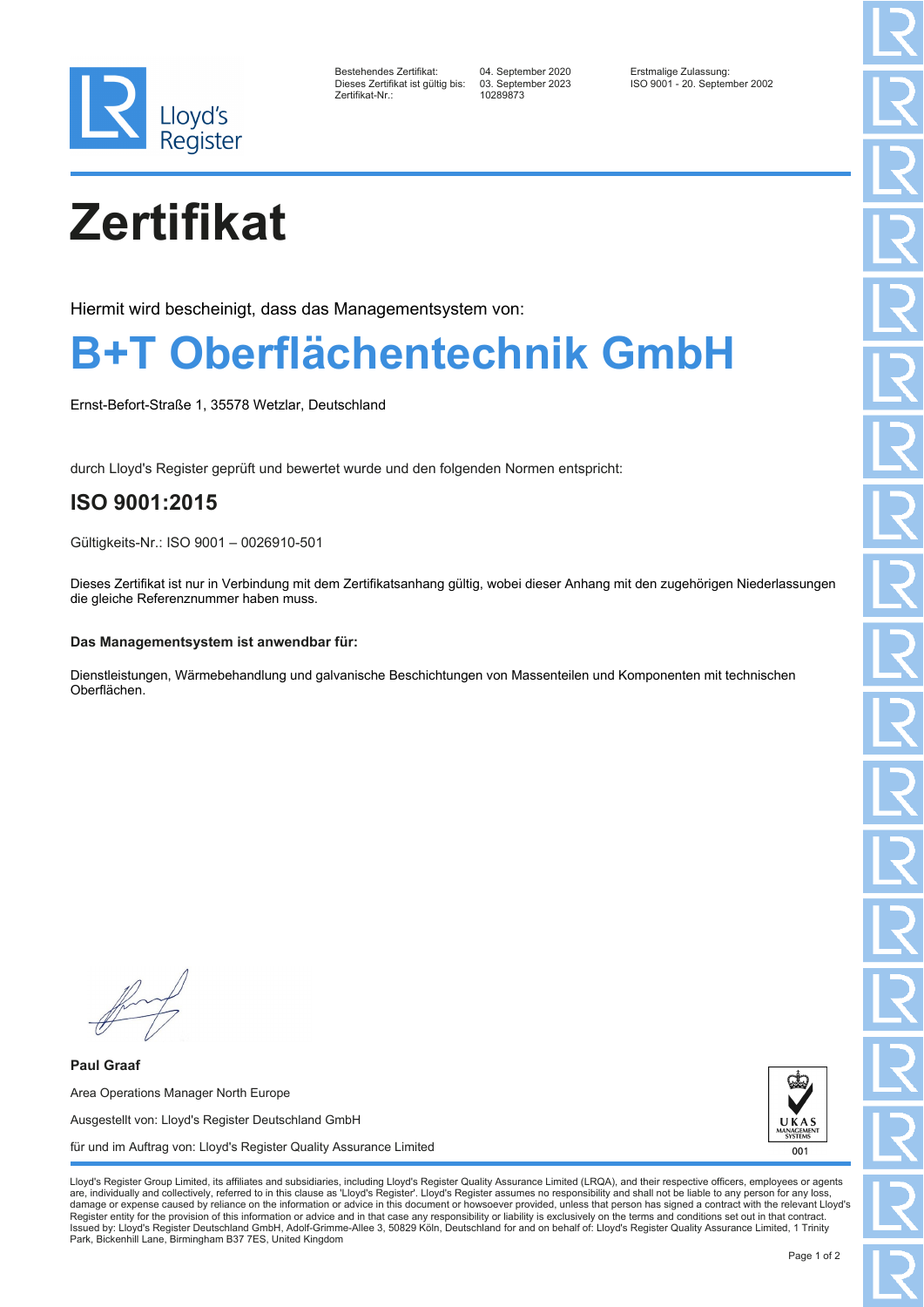Bestehendes Zertifikat: 04. September 2020
Dieses Zertifikat ist gültig bis: 03. September 2023
Zertifikat-Nr.: 10289873

Erstmalige Zulassung:
ISO 9001 - 20. September 2002

# Zertifikat

Hiermit wird bescheinigt, dass das Managementsystem von:

## B+T Oberflächentechnik GmbH

Ernst-Befort-Straße 1, 35578 Wetzlar, Deutschland

durch Lloyd's Register geprüft und bewertet wurde und den folgenden Normen entspricht:

### ISO 9001:2015

Gültigkeits-Nr.: ISO 9001 – 0026910-501

Dieses Zertifikat ist nur in Verbindung mit dem Zertifikatsanhang gültig, wobei dieser Anhang mit den zugehörigen Niederlassungen die gleiche Referenznummer haben muss.

**Das Managementsystem ist anwendbar für:**

Dienstleistungen, Wärmebehandlung und galvanische Beschichtungen von Massenteilen und Komponenten mit technischen Oberflächen.

**Paul Graaf**

Area Operations Manager North Europe

Ausgestellt von: Lloyd's Register Deutschland GmbH

für und im Auftrag von: Lloyd's Register Quality Assurance Limited

UKAS MANAGEMENT SYSTEMS 001

Lloyd's Register Group Limited, its affiliates and subsidiaries, including Lloyd's Register Quality Assurance Limited (LRQA), and their respective officers, employees or agents are, individually and collectively, referred to in this clause as 'Lloyd's Register'. Lloyd's Register assumes no responsibility and shall not be liable to any person for any loss, damage or expense caused by reliance on the information or advice in this document or howsoever provided, unless that person has signed a contract with the relevant Lloyd's Register entity for the provision of this information or advice and in that case any responsibility or liability is exclusively on the terms and conditions set out in that contract.
Issued by: Lloyd's Register Deutschland GmbH, Adolf-Grimme-Allee 3, 50829 Köln, Deutschland for and on behalf of: Lloyd's Register Quality Assurance Limited, 1 Trinity Park, Bickenhill Lane, Birmingham B37 7ES, United Kingdom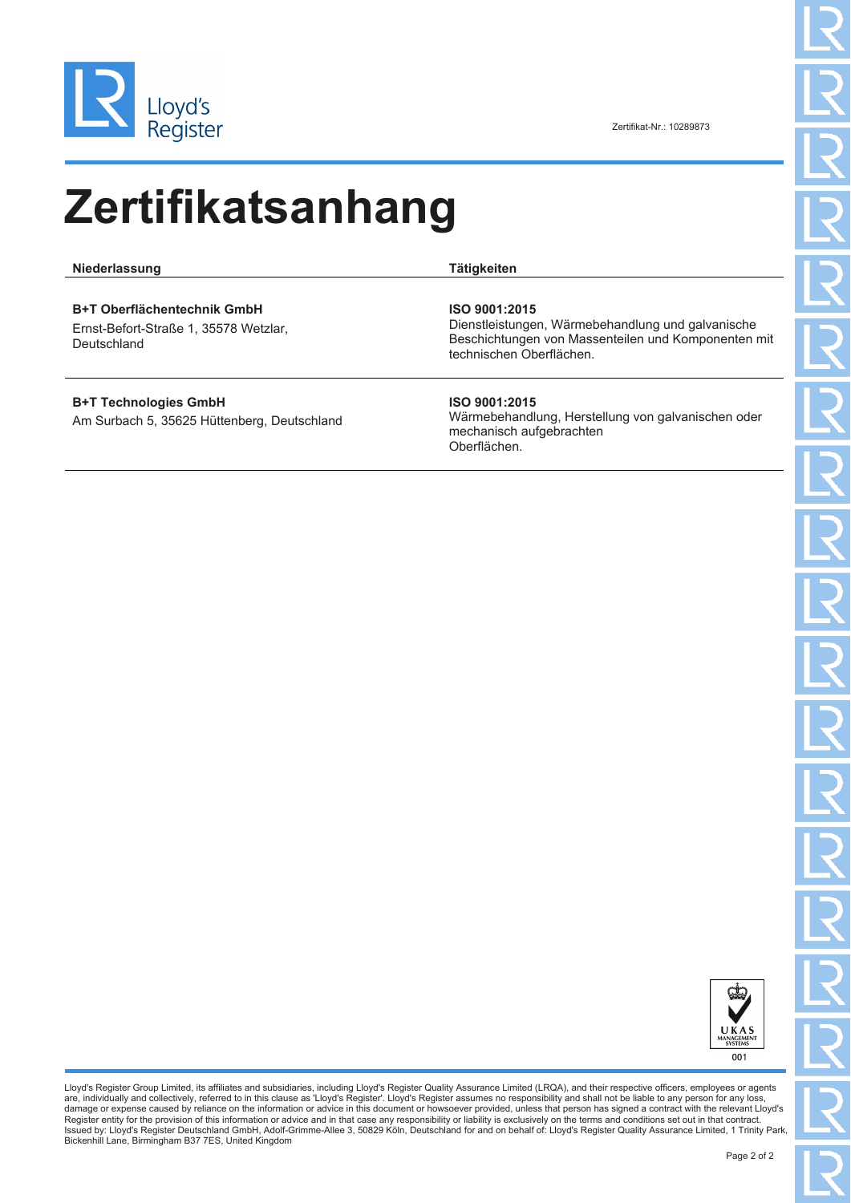Zertifikat-Nr.: 10289873

# Zertifikatsanhang

| Niederlassung | Tätigkeiten |
| --- | --- |
| **B+T Oberflächentechnik GmbH**<br>Ernst-Befort-Straße 1, 35578 Wetzlar, Deutschland | **ISO 9001:2015**<br>Dienstleistungen, Wärmebehandlung und galvanische Beschichtungen von Massenteilen und Komponenten mit technischen Oberflächen. |
| **B+T Technologies GmbH**<br>Am Surbach 5, 35625 Hüttenberg, Deutschland | **ISO 9001:2015**<br>Wärmebehandlung, Herstellung von galvanischen oder mechanisch aufgebrachten Oberflächen. |

UKAS MANAGEMENT SYSTEMS 001

Lloyd's Register Group Limited, its affiliates and subsidiaries, including Lloyd's Register Quality Assurance Limited (LRQA), and their respective officers, employees or agents are, individually and collectively, referred to in this clause as 'Lloyd's Register'. Lloyd's Register assumes no responsibility and shall not be liable to any person for any loss, damage or expense caused by reliance on the information or advice in this document or howsoever provided, unless that person has signed a contract with the relevant Lloyd's Register entity for the provision of this information or advice and in that case any responsibility or liability is exclusively on the terms and conditions set out in that contract.
Issued by: Lloyd's Register Deutschland GmbH, Adolf-Grimme-Allee 3, 50829 Köln, Deutschland for and on behalf of: Lloyd's Register Quality Assurance Limited, 1 Trinity Park, Bickenhill Lane, Birmingham B37 7ES, United Kingdom